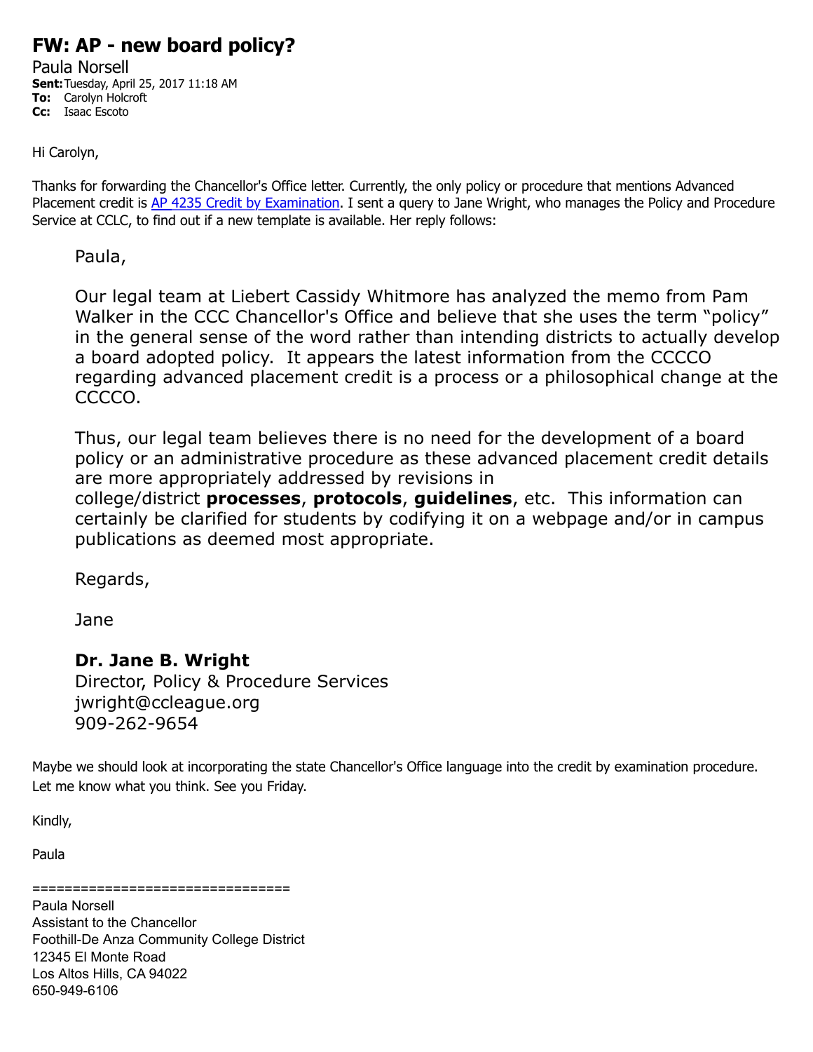# FW: AP - new board policy?

Paula Norsell

**Sent:** Tuesday, April 25, 2017 11:18 AM
**To:** Carolyn Holcroft
**Cc:** Isaac Escoto

Hi Carolyn,

Thanks for forwarding the Chancellor's Office letter. Currently, the only policy or procedure that mentions Advanced Placement credit is AP 4235 Credit by Examination. I sent a query to Jane Wright, who manages the Policy and Procedure Service at CCLC, to find out if a new template is available. Her reply follows:

> Paula,
>
> Our legal team at Liebert Cassidy Whitmore has analyzed the memo from Pam Walker in the CCC Chancellor's Office and believe that she uses the term "policy" in the general sense of the word rather than intending districts to actually develop a board adopted policy. It appears the latest information from the CCCCO regarding advanced placement credit is a process or a philosophical change at the CCCCO.
>
> Thus, our legal team believes there is no need for the development of a board policy or an administrative procedure as these advanced placement credit details are more appropriately addressed by revisions in college/district **processes**, **protocols**, **guidelines**, etc. This information can certainly be clarified for students by codifying it on a webpage and/or in campus publications as deemed most appropriate.
>
> Regards,
>
> Jane
>
> **Dr. Jane B. Wright**
> Director, Policy & Procedure Services
> jwright@ccleague.org
> 909-262-9654

Maybe we should look at incorporating the state Chancellor's Office language into the credit by examination procedure. Let me know what you think. See you Friday.

Kindly,

Paula

================================
Paula Norsell
Assistant to the Chancellor
Foothill-De Anza Community College District
12345 El Monte Road
Los Altos Hills, CA 94022
650-949-6106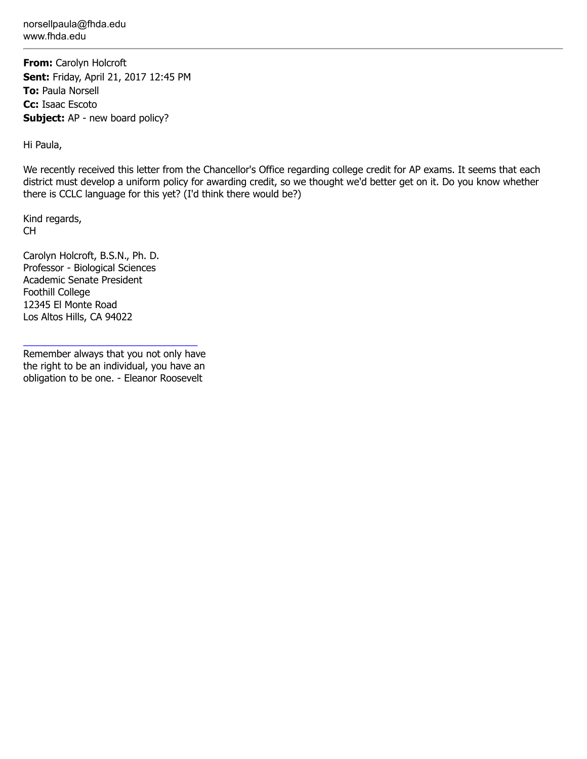norsellpaula@fhda.edu
www.fhda.edu

---

**From:** Carolyn Holcroft
**Sent:** Friday, April 21, 2017 12:45 PM
**To:** Paula Norsell
**Cc:** Isaac Escoto
**Subject:** AP - new board policy?

Hi Paula,

We recently received this letter from the Chancellor's Office regarding college credit for AP exams. It seems that each district must develop a uniform policy for awarding credit, so we thought we'd better get on it. Do you know whether there is CCLC language for this yet? (I'd think there would be?)

Kind regards,
CH

Carolyn Holcroft, B.S.N., Ph. D.
Professor - Biological Sciences
Academic Senate President
Foothill College
12345 El Monte Road
Los Altos Hills, CA 94022

---

Remember always that you not only have the right to be an individual, you have an obligation to be one. - Eleanor Roosevelt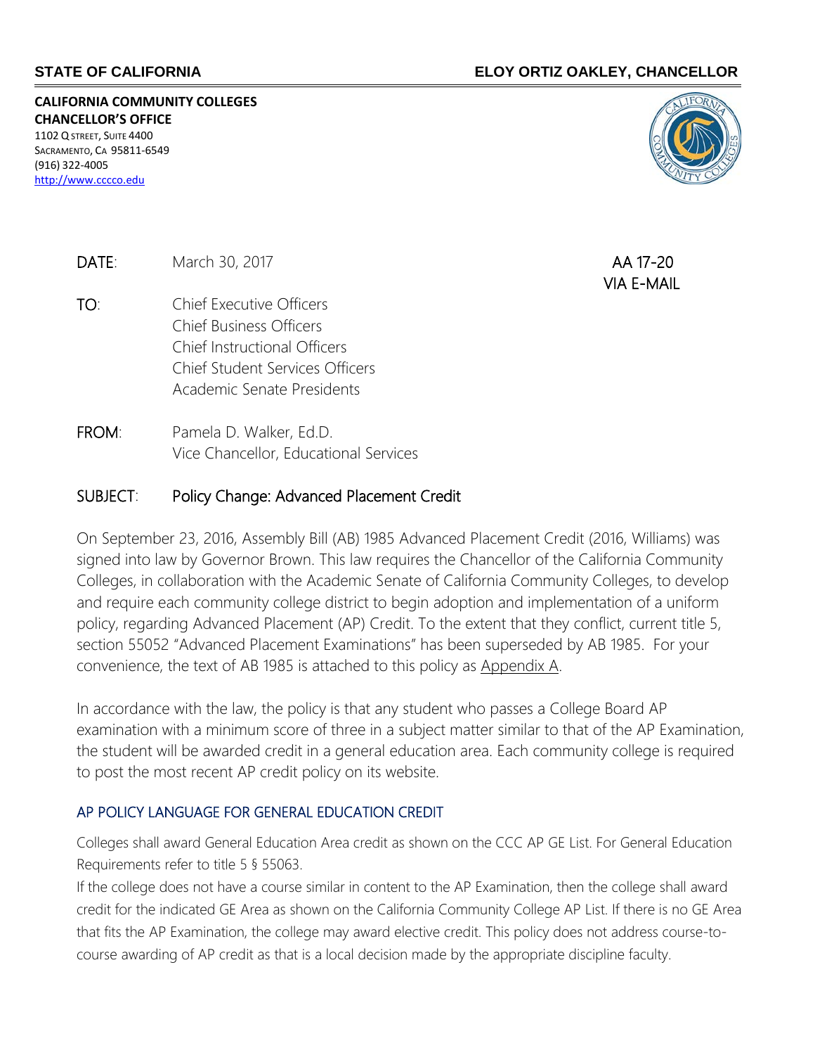**STATE OF CALIFORNIA** **ELOY ORTIZ OAKLEY, CHANCELLOR**

**CALIFORNIA COMMUNITY COLLEGES**
**CHANCELLOR'S OFFICE**
1102 Q STREET, SUITE 4400
SACRAMENTO, CA 95811-6549
(916) 322-4005
http://www.cccco.edu

**DATE:** March 30, 2017

AA 17-20
VIA E-MAIL

**TO:** Chief Executive Officers
Chief Business Officers
Chief Instructional Officers
Chief Student Services Officers
Academic Senate Presidents

**FROM:** Pamela D. Walker, Ed.D.
Vice Chancellor, Educational Services

**SUBJECT:** Policy Change: Advanced Placement Credit

On September 23, 2016, Assembly Bill (AB) 1985 Advanced Placement Credit (2016, Williams) was signed into law by Governor Brown. This law requires the Chancellor of the California Community Colleges, in collaboration with the Academic Senate of California Community Colleges, to develop and require each community college district to begin adoption and implementation of a uniform policy, regarding Advanced Placement (AP) Credit. To the extent that they conflict, current title 5, section 55052 "Advanced Placement Examinations" has been superseded by AB 1985. For your convenience, the text of AB 1985 is attached to this policy as Appendix A.

In accordance with the law, the policy is that any student who passes a College Board AP examination with a minimum score of three in a subject matter similar to that of the AP Examination, the student will be awarded credit in a general education area. Each community college is required to post the most recent AP credit policy on its website.

### AP POLICY LANGUAGE FOR GENERAL EDUCATION CREDIT

Colleges shall award General Education Area credit as shown on the CCC AP GE List. For General Education Requirements refer to title 5 § 55063.

If the college does not have a course similar in content to the AP Examination, then the college shall award credit for the indicated GE Area as shown on the California Community College AP List. If there is no GE Area that fits the AP Examination, the college may award elective credit. This policy does not address course-to-course awarding of AP credit as that is a local decision made by the appropriate discipline faculty.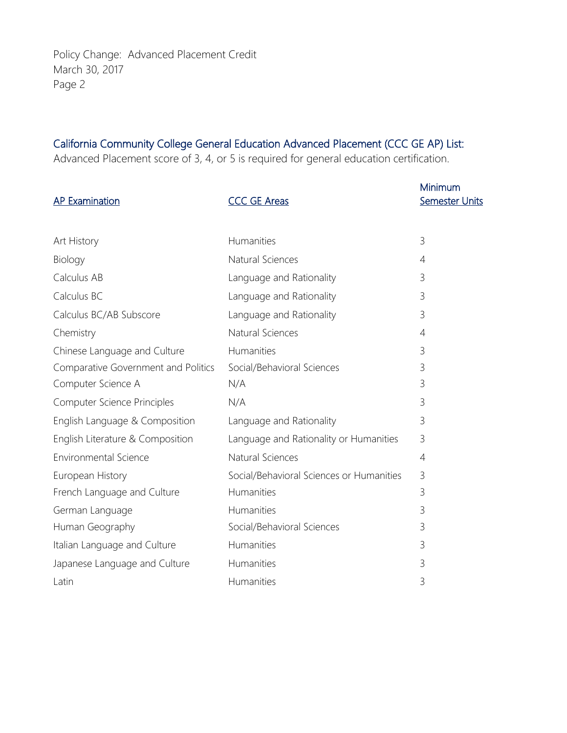## California Community College General Education Advanced Placement (CCC GE AP) List:

Advanced Placement score of 3, 4, or 5 is required for general education certification.

| AP Examination | CCC GE Areas | Minimum Semester Units |
|---|---|---|
| Art History | Humanities | 3 |
| Biology | Natural Sciences | 4 |
| Calculus AB | Language and Rationality | 3 |
| Calculus BC | Language and Rationality | 3 |
| Calculus BC/AB Subscore | Language and Rationality | 3 |
| Chemistry | Natural Sciences | 4 |
| Chinese Language and Culture | Humanities | 3 |
| Comparative Government and Politics | Social/Behavioral Sciences | 3 |
| Computer Science A | N/A | 3 |
| Computer Science Principles | N/A | 3 |
| English Language & Composition | Language and Rationality | 3 |
| English Literature & Composition | Language and Rationality or Humanities | 3 |
| Environmental Science | Natural Sciences | 4 |
| European History | Social/Behavioral Sciences or Humanities | 3 |
| French Language and Culture | Humanities | 3 |
| German Language | Humanities | 3 |
| Human Geography | Social/Behavioral Sciences | 3 |
| Italian Language and Culture | Humanities | 3 |
| Japanese Language and Culture | Humanities | 3 |
| Latin | Humanities | 3 |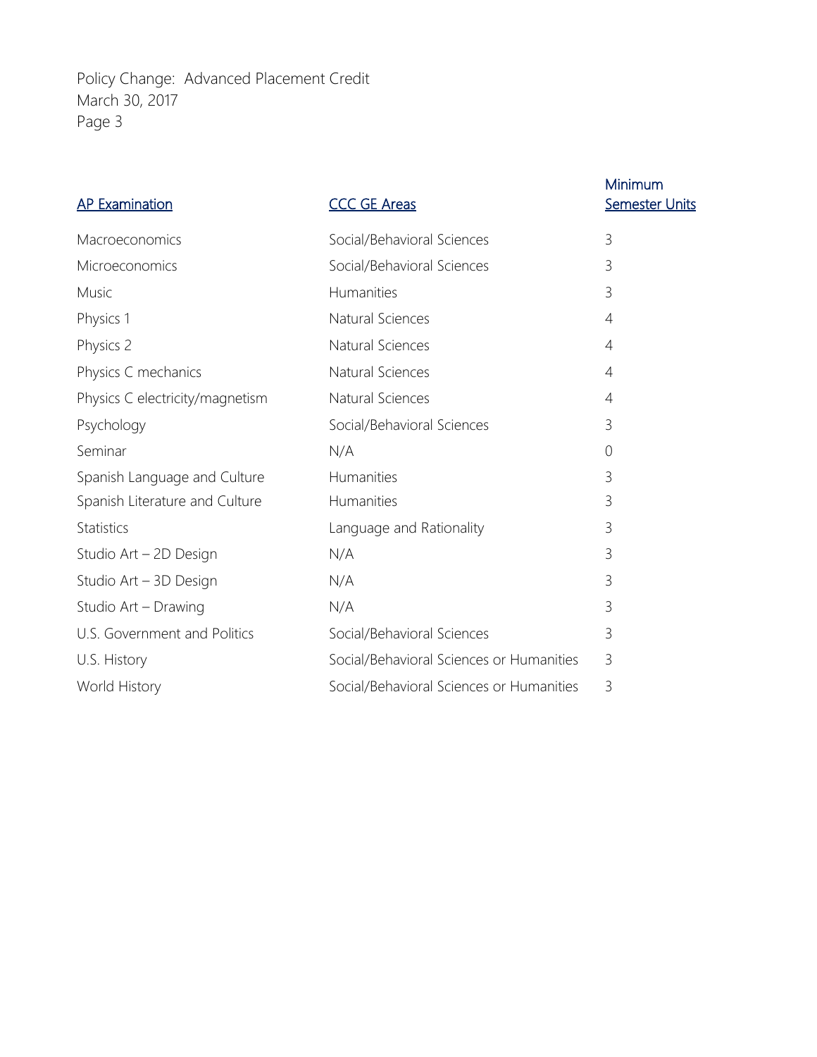| AP Examination | CCC GE Areas | Minimum Semester Units |
|---|---|---|
| Macroeconomics | Social/Behavioral Sciences | 3 |
| Microeconomics | Social/Behavioral Sciences | 3 |
| Music | Humanities | 3 |
| Physics 1 | Natural Sciences | 4 |
| Physics 2 | Natural Sciences | 4 |
| Physics C mechanics | Natural Sciences | 4 |
| Physics C electricity/magnetism | Natural Sciences | 4 |
| Psychology | Social/Behavioral Sciences | 3 |
| Seminar | N/A | 0 |
| Spanish Language and Culture | Humanities | 3 |
| Spanish Literature and Culture | Humanities | 3 |
| Statistics | Language and Rationality | 3 |
| Studio Art – 2D Design | N/A | 3 |
| Studio Art – 3D Design | N/A | 3 |
| Studio Art – Drawing | N/A | 3 |
| U.S. Government and Politics | Social/Behavioral Sciences | 3 |
| U.S. History | Social/Behavioral Sciences or Humanities | 3 |
| World History | Social/Behavioral Sciences or Humanities | 3 |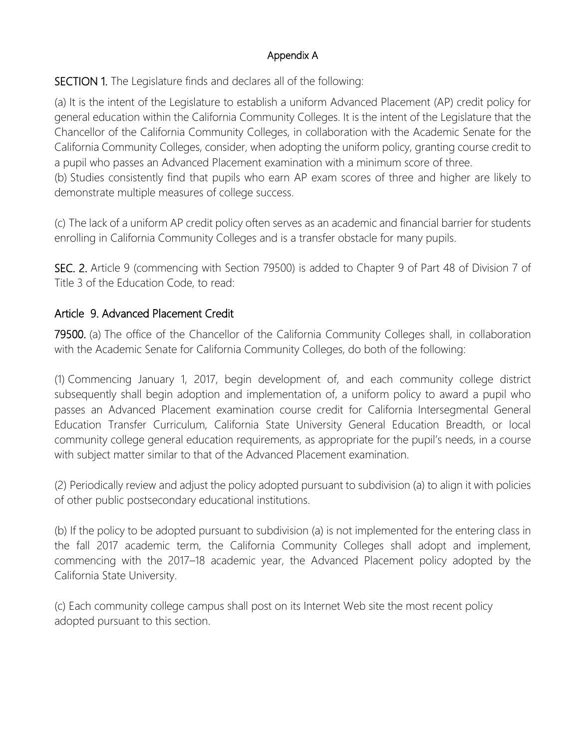## Appendix A

**SECTION 1.** The Legislature finds and declares all of the following:

(a) It is the intent of the Legislature to establish a uniform Advanced Placement (AP) credit policy for general education within the California Community Colleges. It is the intent of the Legislature that the Chancellor of the California Community Colleges, in collaboration with the Academic Senate for the California Community Colleges, consider, when adopting the uniform policy, granting course credit to a pupil who passes an Advanced Placement examination with a minimum score of three.

(b) Studies consistently find that pupils who earn AP exam scores of three and higher are likely to demonstrate multiple measures of college success.

(c) The lack of a uniform AP credit policy often serves as an academic and financial barrier for students enrolling in California Community Colleges and is a transfer obstacle for many pupils.

**SEC. 2.** Article 9 (commencing with Section 79500) is added to Chapter 9 of Part 48 of Division 7 of Title 3 of the Education Code, to read:

### Article 9. Advanced Placement Credit

**79500.** (a) The office of the Chancellor of the California Community Colleges shall, in collaboration with the Academic Senate for California Community Colleges, do both of the following:

(1) Commencing January 1, 2017, begin development of, and each community college district subsequently shall begin adoption and implementation of, a uniform policy to award a pupil who passes an Advanced Placement examination course credit for California Intersegmental General Education Transfer Curriculum, California State University General Education Breadth, or local community college general education requirements, as appropriate for the pupil's needs, in a course with subject matter similar to that of the Advanced Placement examination.

(2) Periodically review and adjust the policy adopted pursuant to subdivision (a) to align it with policies of other public postsecondary educational institutions.

(b) If the policy to be adopted pursuant to subdivision (a) is not implemented for the entering class in the fall 2017 academic term, the California Community Colleges shall adopt and implement, commencing with the 2017–18 academic year, the Advanced Placement policy adopted by the California State University.

(c) Each community college campus shall post on its Internet Web site the most recent policy adopted pursuant to this section.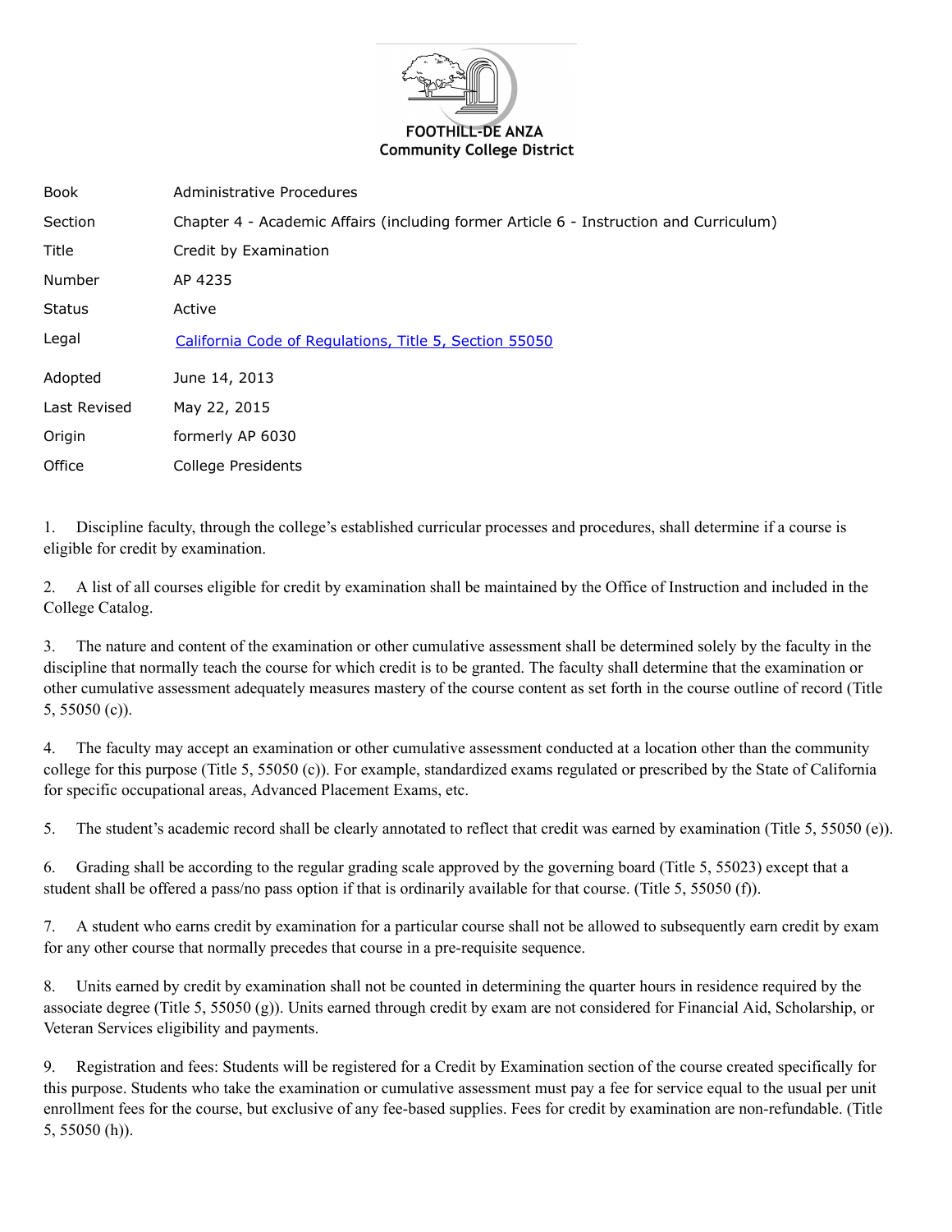FOOTHILL-DE ANZA
Community College District

| | |
|---|---|
| Book | Administrative Procedures |
| Section | Chapter 4 - Academic Affairs (including former Article 6 - Instruction and Curriculum) |
| Title | Credit by Examination |
| Number | AP 4235 |
| Status | Active |
| Legal | California Code of Regulations, Title 5, Section 55050 |
| Adopted | June 14, 2013 |
| Last Revised | May 22, 2015 |
| Origin | formerly AP 6030 |
| Office | College Presidents |

1. Discipline faculty, through the college's established curricular processes and procedures, shall determine if a course is eligible for credit by examination.

2. A list of all courses eligible for credit by examination shall be maintained by the Office of Instruction and included in the College Catalog.

3. The nature and content of the examination or other cumulative assessment shall be determined solely by the faculty in the discipline that normally teach the course for which credit is to be granted. The faculty shall determine that the examination or other cumulative assessment adequately measures mastery of the course content as set forth in the course outline of record (Title 5, 55050 (c)).

4. The faculty may accept an examination or other cumulative assessment conducted at a location other than the community college for this purpose (Title 5, 55050 (c)). For example, standardized exams regulated or prescribed by the State of California for specific occupational areas, Advanced Placement Exams, etc.

5. The student's academic record shall be clearly annotated to reflect that credit was earned by examination (Title 5, 55050 (e)).

6. Grading shall be according to the regular grading scale approved by the governing board (Title 5, 55023) except that a student shall be offered a pass/no pass option if that is ordinarily available for that course. (Title 5, 55050 (f)).

7. A student who earns credit by examination for a particular course shall not be allowed to subsequently earn credit by exam for any other course that normally precedes that course in a pre-requisite sequence.

8. Units earned by credit by examination shall not be counted in determining the quarter hours in residence required by the associate degree (Title 5, 55050 (g)). Units earned through credit by exam are not considered for Financial Aid, Scholarship, or Veteran Services eligibility and payments.

9. Registration and fees: Students will be registered for a Credit by Examination section of the course created specifically for this purpose. Students who take the examination or cumulative assessment must pay a fee for service equal to the usual per unit enrollment fees for the course, but exclusive of any fee-based supplies. Fees for credit by examination are non-refundable. (Title 5, 55050 (h)).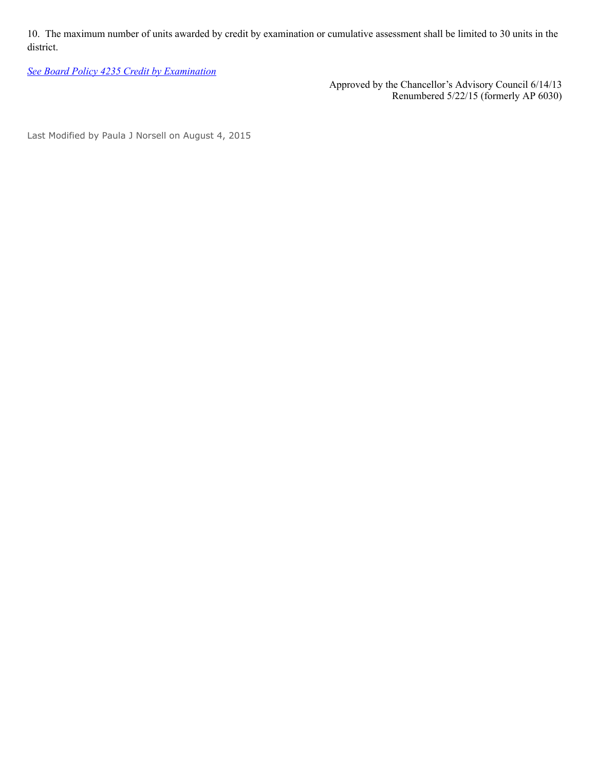10. The maximum number of units awarded by credit by examination or cumulative assessment shall be limited to 30 units in the district.

*See Board Policy 4235 Credit by Examination*

Approved by the Chancellor's Advisory Council 6/14/13
Renumbered 5/22/15 (formerly AP 6030)

Last Modified by Paula J Norsell on August 4, 2015